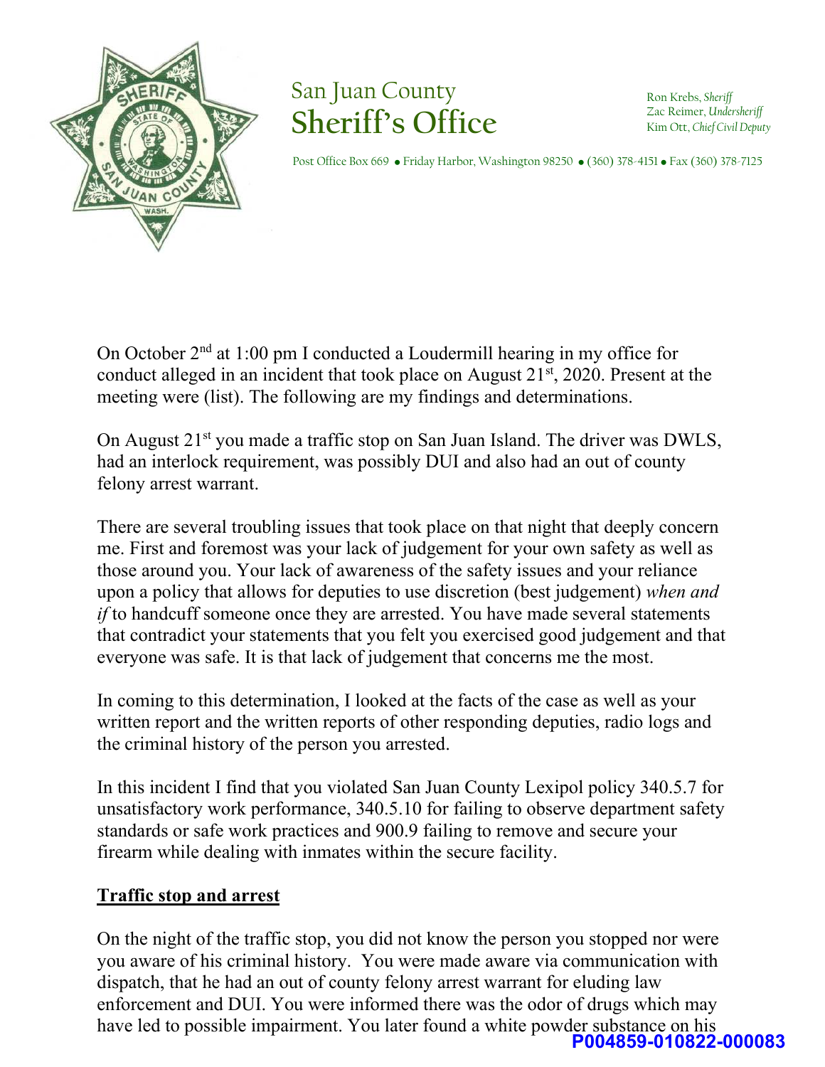# San Juan County Sheriff's Office

Ron Krebs, *Sheriff*
Zac Reimer, *Undersheriff*
Kim Ott, *Chief Civil Deputy*

Post Office Box 669 • Friday Harbor, Washington 98250 • (360) 378-4151 • Fax (360) 378-7125

On October 2nd at 1:00 pm I conducted a Loudermill hearing in my office for conduct alleged in an incident that took place on August 21st, 2020. Present at the meeting were (list). The following are my findings and determinations.

On August 21st you made a traffic stop on San Juan Island. The driver was DWLS, had an interlock requirement, was possibly DUI and also had an out of county felony arrest warrant.

There are several troubling issues that took place on that night that deeply concern me. First and foremost was your lack of judgement for your own safety as well as those around you. Your lack of awareness of the safety issues and your reliance upon a policy that allows for deputies to use discretion (best judgement) *when and if* to handcuff someone once they are arrested. You have made several statements that contradict your statements that you felt you exercised good judgement and that everyone was safe. It is that lack of judgement that concerns me the most.

In coming to this determination, I looked at the facts of the case as well as your written report and the written reports of other responding deputies, radio logs and the criminal history of the person you arrested.

In this incident I find that you violated San Juan County Lexipol policy 340.5.7 for unsatisfactory work performance, 340.5.10 for failing to observe department safety standards or safe work practices and 900.9 failing to remove and secure your firearm while dealing with inmates within the secure facility.

**<u>Traffic stop and arrest</u>**

On the night of the traffic stop, you did not know the person you stopped nor were you aware of his criminal history. You were made aware via communication with dispatch, that he had an out of county felony arrest warrant for eluding law enforcement and DUI. You were informed there was the odor of drugs which may have led to possible impairment. You later found a white powder substance on his

P004859-010822-000083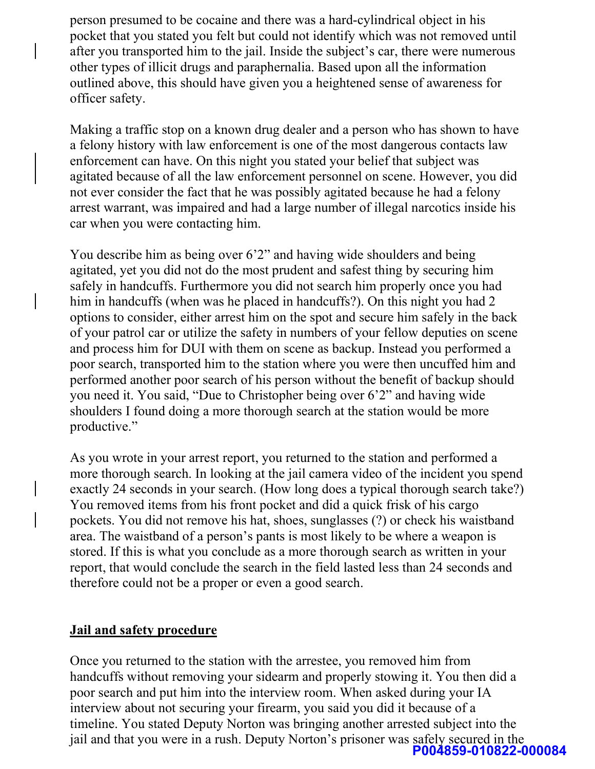person presumed to be cocaine and there was a hard-cylindrical object in his pocket that you stated you felt but could not identify which was not removed until after you transported him to the jail. Inside the subject's car, there were numerous other types of illicit drugs and paraphernalia. Based upon all the information outlined above, this should have given you a heightened sense of awareness for officer safety.

Making a traffic stop on a known drug dealer and a person who has shown to have a felony history with law enforcement is one of the most dangerous contacts law enforcement can have. On this night you stated your belief that subject was agitated because of all the law enforcement personnel on scene. However, you did not ever consider the fact that he was possibly agitated because he had a felony arrest warrant, was impaired and had a large number of illegal narcotics inside his car when you were contacting him.

You describe him as being over 6'2" and having wide shoulders and being agitated, yet you did not do the most prudent and safest thing by securing him safely in handcuffs. Furthermore you did not search him properly once you had him in handcuffs (when was he placed in handcuffs?). On this night you had 2 options to consider, either arrest him on the spot and secure him safely in the back of your patrol car or utilize the safety in numbers of your fellow deputies on scene and process him for DUI with them on scene as backup. Instead you performed a poor search, transported him to the station where you were then uncuffed him and performed another poor search of his person without the benefit of backup should you need it. You said, "Due to Christopher being over 6'2" and having wide shoulders I found doing a more thorough search at the station would be more productive."

As you wrote in your arrest report, you returned to the station and performed a more thorough search. In looking at the jail camera video of the incident you spend exactly 24 seconds in your search. (How long does a typical thorough search take?) You removed items from his front pocket and did a quick frisk of his cargo pockets. You did not remove his hat, shoes, sunglasses (?) or check his waistband area. The waistband of a person's pants is most likely to be where a weapon is stored. If this is what you conclude as a more thorough search as written in your report, that would conclude the search in the field lasted less than 24 seconds and therefore could not be a proper or even a good search.

**Jail and safety procedure**

Once you returned to the station with the arrestee, you removed him from handcuffs without removing your sidearm and properly stowing it. You then did a poor search and put him into the interview room. When asked during your IA interview about not securing your firearm, you said you did it because of a timeline. You stated Deputy Norton was bringing another arrested subject into the jail and that you were in a rush. Deputy Norton's prisoner was safely secured in the

P004859-010822-000084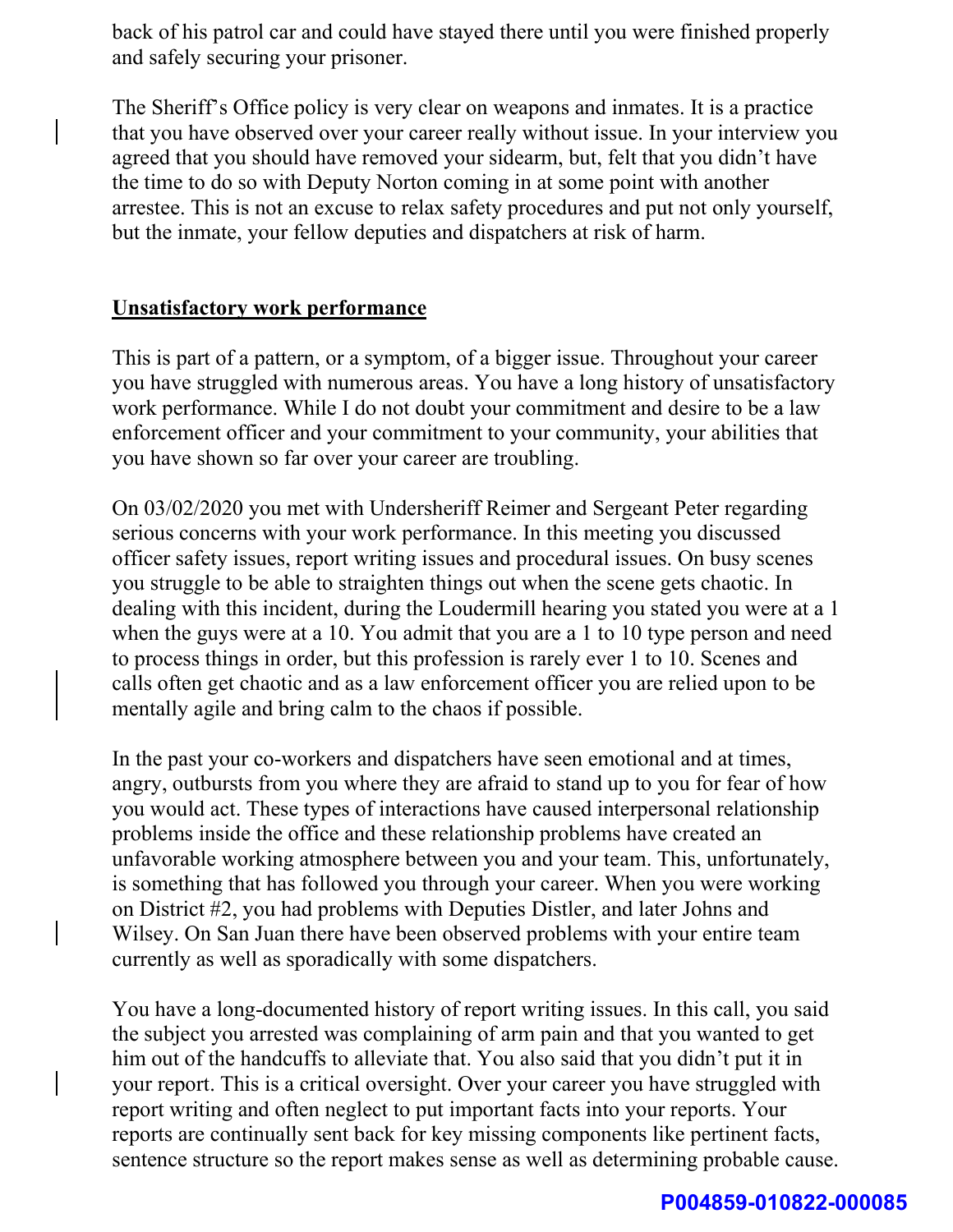back of his patrol car and could have stayed there until you were finished properly and safely securing your prisoner.

The Sheriff's Office policy is very clear on weapons and inmates. It is a practice that you have observed over your career really without issue. In your interview you agreed that you should have removed your sidearm, but, felt that you didn't have the time to do so with Deputy Norton coming in at some point with another arrestee. This is not an excuse to relax safety procedures and put not only yourself, but the inmate, your fellow deputies and dispatchers at risk of harm.

**Unsatisfactory work performance**

This is part of a pattern, or a symptom, of a bigger issue. Throughout your career you have struggled with numerous areas. You have a long history of unsatisfactory work performance. While I do not doubt your commitment and desire to be a law enforcement officer and your commitment to your community, your abilities that you have shown so far over your career are troubling.

On 03/02/2020 you met with Undersheriff Reimer and Sergeant Peter regarding serious concerns with your work performance. In this meeting you discussed officer safety issues, report writing issues and procedural issues. On busy scenes you struggle to be able to straighten things out when the scene gets chaotic. In dealing with this incident, during the Loudermill hearing you stated you were at a 1 when the guys were at a 10. You admit that you are a 1 to 10 type person and need to process things in order, but this profession is rarely ever 1 to 10. Scenes and calls often get chaotic and as a law enforcement officer you are relied upon to be mentally agile and bring calm to the chaos if possible.

In the past your co-workers and dispatchers have seen emotional and at times, angry, outbursts from you where they are afraid to stand up to you for fear of how you would act. These types of interactions have caused interpersonal relationship problems inside the office and these relationship problems have created an unfavorable working atmosphere between you and your team. This, unfortunately, is something that has followed you through your career. When you were working on District #2, you had problems with Deputies Distler, and later Johns and Wilsey. On San Juan there have been observed problems with your entire team currently as well as sporadically with some dispatchers.

You have a long-documented history of report writing issues. In this call, you said the subject you arrested was complaining of arm pain and that you wanted to get him out of the handcuffs to alleviate that. You also said that you didn't put it in your report. This is a critical oversight. Over your career you have struggled with report writing and often neglect to put important facts into your reports. Your reports are continually sent back for key missing components like pertinent facts, sentence structure so the report makes sense as well as determining probable cause.

P004859-010822-000085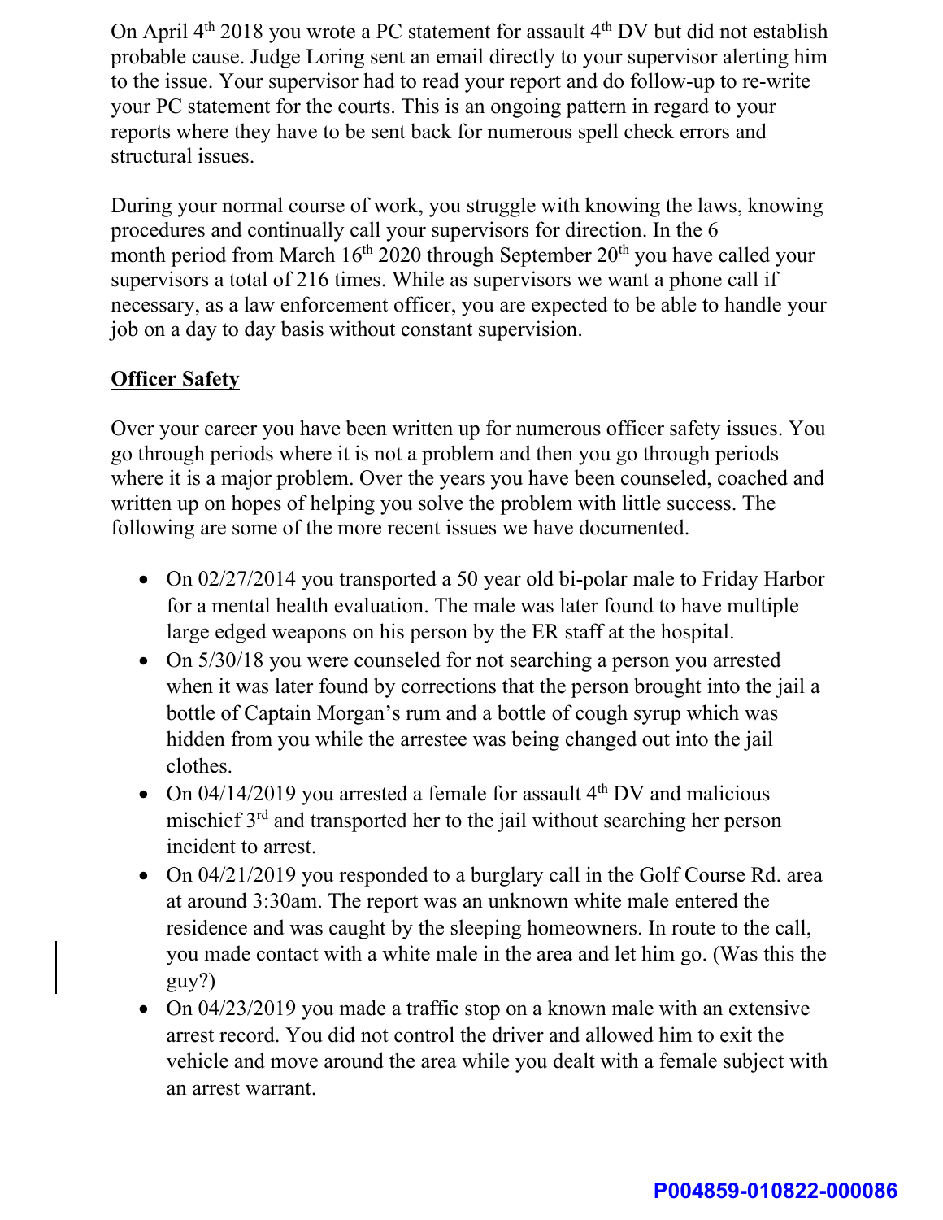On April 4th 2018 you wrote a PC statement for assault 4th DV but did not establish probable cause. Judge Loring sent an email directly to your supervisor alerting him to the issue. Your supervisor had to read your report and do follow-up to re-write your PC statement for the courts. This is an ongoing pattern in regard to your reports where they have to be sent back for numerous spell check errors and structural issues.

During your normal course of work, you struggle with knowing the laws, knowing procedures and continually call your supervisors for direction. In the 6 month period from March 16th 2020 through September 20th you have called your supervisors a total of 216 times. While as supervisors we want a phone call if necessary, as a law enforcement officer, you are expected to be able to handle your job on a day to day basis without constant supervision.

**Officer Safety**

Over your career you have been written up for numerous officer safety issues. You go through periods where it is not a problem and then you go through periods where it is a major problem. Over the years you have been counseled, coached and written up on hopes of helping you solve the problem with little success. The following are some of the more recent issues we have documented.

- On 02/27/2014 you transported a 50 year old bi-polar male to Friday Harbor for a mental health evaluation. The male was later found to have multiple large edged weapons on his person by the ER staff at the hospital.
- On 5/30/18 you were counseled for not searching a person you arrested when it was later found by corrections that the person brought into the jail a bottle of Captain Morgan's rum and a bottle of cough syrup which was hidden from you while the arrestee was being changed out into the jail clothes.
- On 04/14/2019 you arrested a female for assault 4th DV and malicious mischief 3rd and transported her to the jail without searching her person incident to arrest.
- On 04/21/2019 you responded to a burglary call in the Golf Course Rd. area at around 3:30am. The report was an unknown white male entered the residence and was caught by the sleeping homeowners. In route to the call, you made contact with a white male in the area and let him go. (Was this the guy?)
- On 04/23/2019 you made a traffic stop on a known male with an extensive arrest record. You did not control the driver and allowed him to exit the vehicle and move around the area while you dealt with a female subject with an arrest warrant.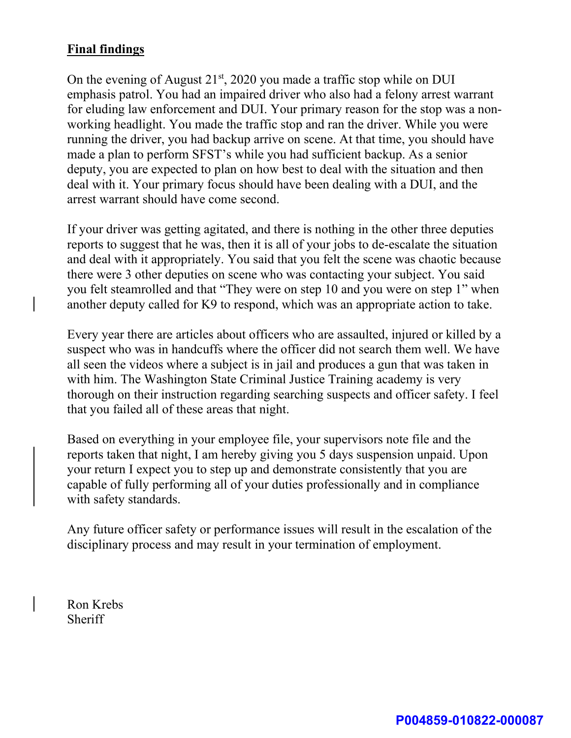**Final findings**

On the evening of August 21st, 2020 you made a traffic stop while on DUI emphasis patrol. You had an impaired driver who also had a felony arrest warrant for eluding law enforcement and DUI. Your primary reason for the stop was a non-working headlight. You made the traffic stop and ran the driver. While you were running the driver, you had backup arrive on scene. At that time, you should have made a plan to perform SFST's while you had sufficient backup. As a senior deputy, you are expected to plan on how best to deal with the situation and then deal with it. Your primary focus should have been dealing with a DUI, and the arrest warrant should have come second.

If your driver was getting agitated, and there is nothing in the other three deputies reports to suggest that he was, then it is all of your jobs to de-escalate the situation and deal with it appropriately. You said that you felt the scene was chaotic because there were 3 other deputies on scene who was contacting your subject. You said you felt steamrolled and that "They were on step 10 and you were on step 1" when another deputy called for K9 to respond, which was an appropriate action to take.

Every year there are articles about officers who are assaulted, injured or killed by a suspect who was in handcuffs where the officer did not search them well. We have all seen the videos where a subject is in jail and produces a gun that was taken in with him. The Washington State Criminal Justice Training academy is very thorough on their instruction regarding searching suspects and officer safety. I feel that you failed all of these areas that night.

Based on everything in your employee file, your supervisors note file and the reports taken that night, I am hereby giving you 5 days suspension unpaid. Upon your return I expect you to step up and demonstrate consistently that you are capable of fully performing all of your duties professionally and in compliance with safety standards.

Any future officer safety or performance issues will result in the escalation of the disciplinary process and may result in your termination of employment.

Ron Krebs
Sheriff

P004859-010822-000087